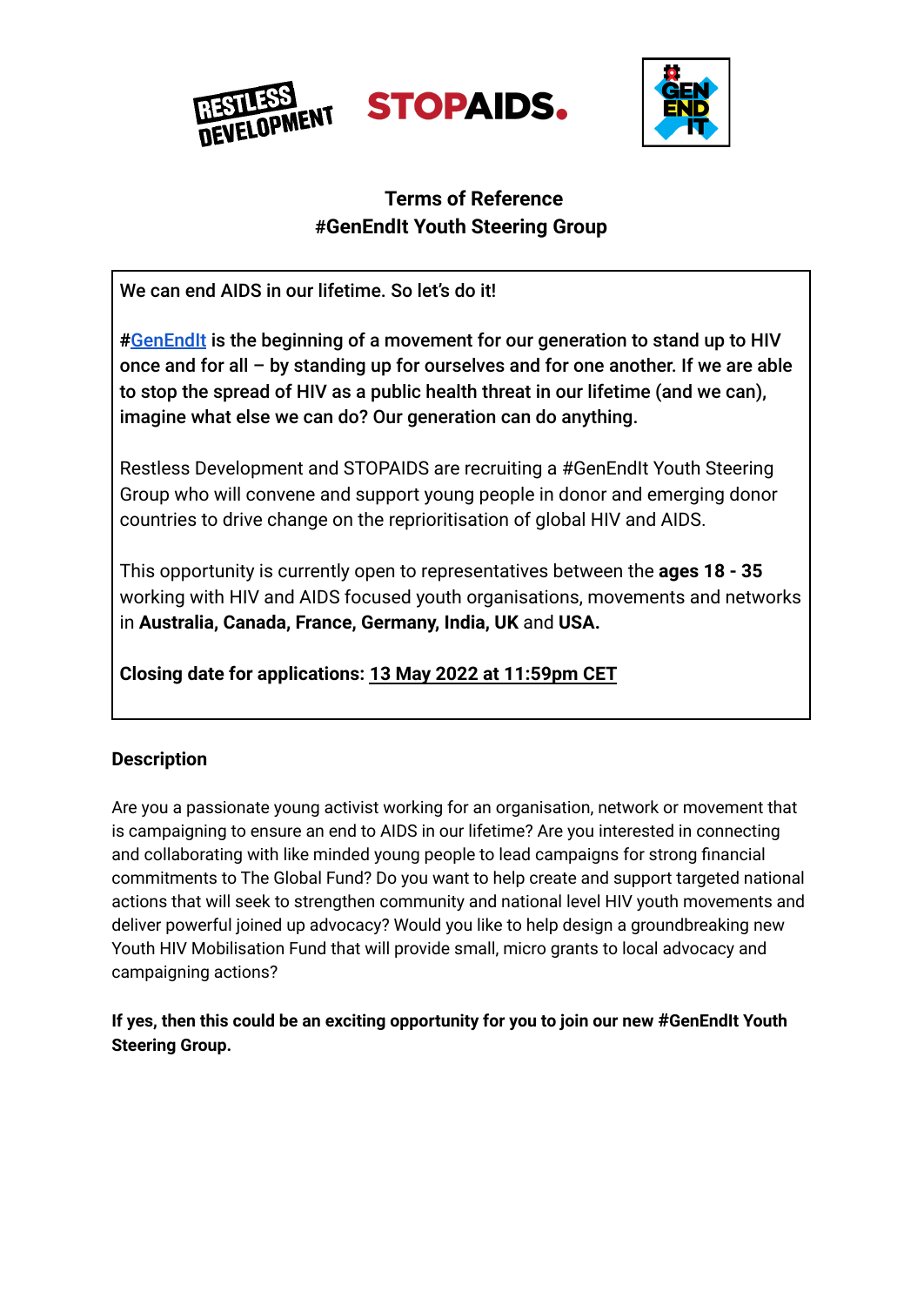# Terms of Reference
# #GenEndIt Youth Steering Group

**We can end AIDS in our lifetime. So let's do it!**

**#GenEndIt is the beginning of a movement for our generation to stand up to HIV once and for all – by standing up for ourselves and for one another. If we are able to stop the spread of HIV as a public health threat in our lifetime (and we can), imagine what else we can do? Our generation can do anything.**

Restless Development and STOPAIDS are recruiting a #GenEndIt Youth Steering Group who will convene and support young people in donor and emerging donor countries to drive change on the reprioritisation of global HIV and AIDS.

This opportunity is currently open to representatives between the **ages 18 - 35** working with HIV and AIDS focused youth organisations, movements and networks in **Australia, Canada, France, Germany, India, UK** and **USA.**

**Closing date for applications: 13 May 2022 at 11:59pm CET**

### Description

Are you a passionate young activist working for an organisation, network or movement that is campaigning to ensure an end to AIDS in our lifetime? Are you interested in connecting and collaborating with like minded young people to lead campaigns for strong financial commitments to The Global Fund? Do you want to help create and support targeted national actions that will seek to strengthen community and national level HIV youth movements and deliver powerful joined up advocacy? Would you like to help design a groundbreaking new Youth HIV Mobilisation Fund that will provide small, micro grants to local advocacy and campaigning actions?

**If yes, then this could be an exciting opportunity for you to join our new #GenEndIt Youth Steering Group.**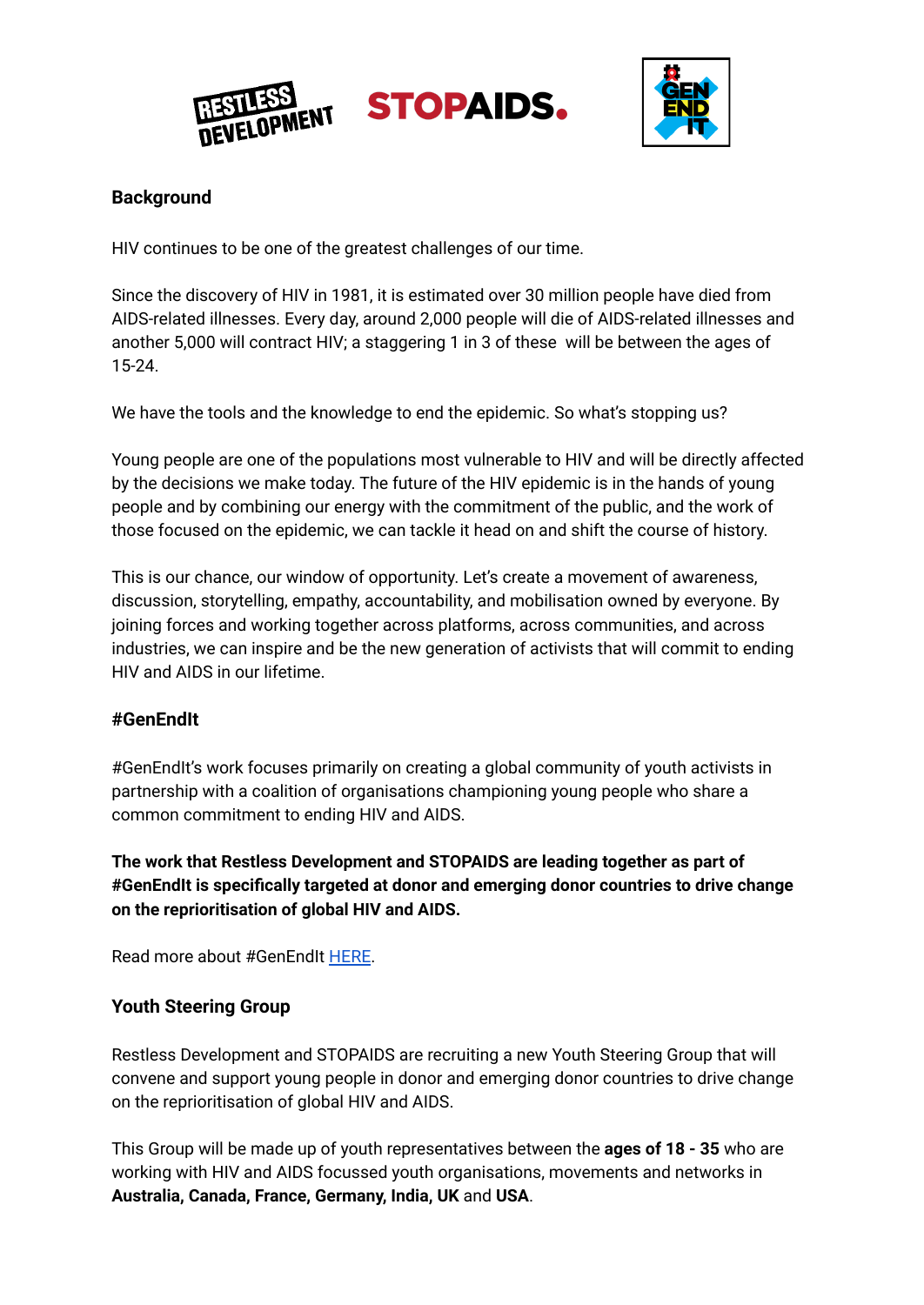## Background

HIV continues to be one of the greatest challenges of our time.

Since the discovery of HIV in 1981, it is estimated over 30 million people have died from AIDS-related illnesses. Every day, around 2,000 people will die of AIDS-related illnesses and another 5,000 will contract HIV; a staggering 1 in 3 of these will be between the ages of 15-24.

We have the tools and the knowledge to end the epidemic. So what's stopping us?

Young people are one of the populations most vulnerable to HIV and will be directly affected by the decisions we make today. The future of the HIV epidemic is in the hands of young people and by combining our energy with the commitment of the public, and the work of those focused on the epidemic, we can tackle it head on and shift the course of history.

This is our chance, our window of opportunity. Let's create a movement of awareness, discussion, storytelling, empathy, accountability, and mobilisation owned by everyone. By joining forces and working together across platforms, across communities, and across industries, we can inspire and be the new generation of activists that will commit to ending HIV and AIDS in our lifetime.

## #GenEndIt

#GenEndIt's work focuses primarily on creating a global community of youth activists in partnership with a coalition of organisations championing young people who share a common commitment to ending HIV and AIDS.

**The work that Restless Development and STOPAIDS are leading together as part of #GenEndIt is specifically targeted at donor and emerging donor countries to drive change on the reprioritisation of global HIV and AIDS.**

Read more about #GenEndIt HERE.

## Youth Steering Group

Restless Development and STOPAIDS are recruiting a new Youth Steering Group that will convene and support young people in donor and emerging donor countries to drive change on the reprioritisation of global HIV and AIDS.

This Group will be made up of youth representatives between the **ages of 18 - 35** who are working with HIV and AIDS focussed youth organisations, movements and networks in **Australia, Canada, France, Germany, India, UK** and **USA**.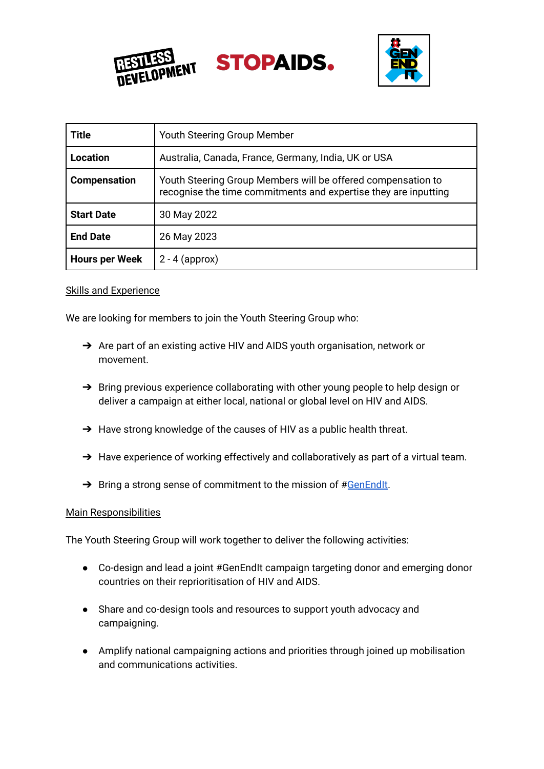| Title | Youth Steering Group Member |
|---|---|
| Location | Australia, Canada, France, Germany, India, UK or USA |
| Compensation | Youth Steering Group Members will be offered compensation to recognise the time commitments and expertise they are inputting |
| Start Date | 30 May 2022 |
| End Date | 26 May 2023 |
| Hours per Week | 2 - 4 (approx) |

## Skills and Experience

We are looking for members to join the Youth Steering Group who:

- Are part of an existing active HIV and AIDS youth organisation, network or movement.
- Bring previous experience collaborating with other young people to help design or deliver a campaign at either local, national or global level on HIV and AIDS.
- Have strong knowledge of the causes of HIV as a public health threat.
- Have experience of working effectively and collaboratively as part of a virtual team.
- Bring a strong sense of commitment to the mission of #GenEndIt.

## Main Responsibilities

The Youth Steering Group will work together to deliver the following activities:

- Co-design and lead a joint #GenEndIt campaign targeting donor and emerging donor countries on their reprioritisation of HIV and AIDS.
- Share and co-design tools and resources to support youth advocacy and campaigning.
- Amplify national campaigning actions and priorities through joined up mobilisation and communications activities.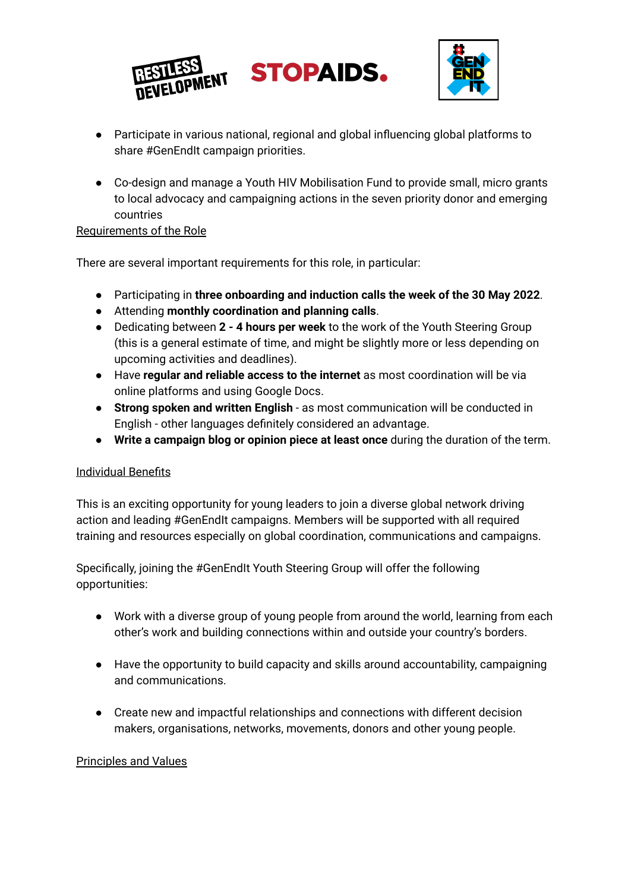- Participate in various national, regional and global influencing global platforms to share #GenEndIt campaign priorities.

- Co-design and manage a Youth HIV Mobilisation Fund to provide small, micro grants to local advocacy and campaigning actions in the seven priority donor and emerging countries

## Requirements of the Role

There are several important requirements for this role, in particular:

- Participating in **three onboarding and induction calls the week of the 30 May 2022**.
- Attending **monthly coordination and planning calls**.
- Dedicating between **2 - 4 hours per week** to the work of the Youth Steering Group (this is a general estimate of time, and might be slightly more or less depending on upcoming activities and deadlines).
- Have **regular and reliable access to the internet** as most coordination will be via online platforms and using Google Docs.
- **Strong spoken and written English** - as most communication will be conducted in English - other languages definitely considered an advantage.
- **Write a campaign blog or opinion piece at least once** during the duration of the term.

## Individual Benefits

This is an exciting opportunity for young leaders to join a diverse global network driving action and leading #GenEndIt campaigns. Members will be supported with all required training and resources especially on global coordination, communications and campaigns.

Specifically, joining the #GenEndIt Youth Steering Group will offer the following opportunities:

- Work with a diverse group of young people from around the world, learning from each other's work and building connections within and outside your country's borders.

- Have the opportunity to build capacity and skills around accountability, campaigning and communications.

- Create new and impactful relationships and connections with different decision makers, organisations, networks, movements, donors and other young people.

## Principles and Values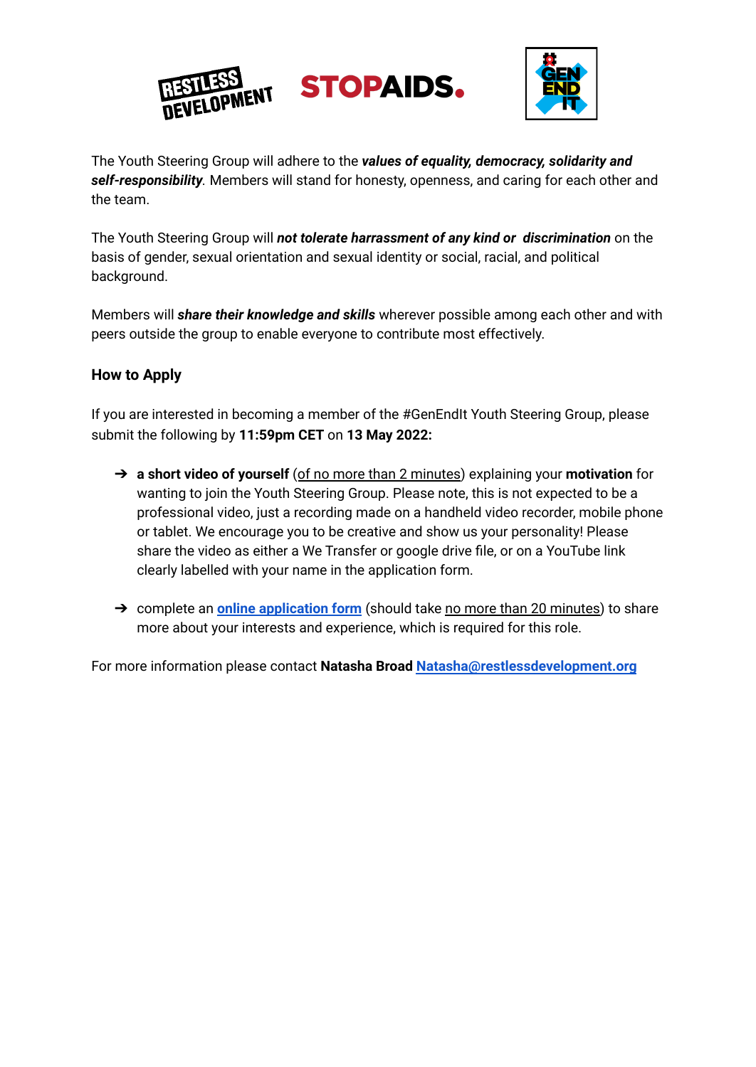The Youth Steering Group will adhere to the ***values of equality, democracy, solidarity and self-responsibility***. Members will stand for honesty, openness, and caring for each other and the team.

The Youth Steering Group will ***not tolerate harrassment of any kind or discrimination*** on the basis of gender, sexual orientation and sexual identity or social, racial, and political background.

Members will ***share their knowledge and skills*** wherever possible among each other and with peers outside the group to enable everyone to contribute most effectively.

### How to Apply

If you are interested in becoming a member of the #GenEndIt Youth Steering Group, please submit the following by **11:59pm CET** on **13 May 2022:**

- ➔ **a short video of yourself** (of no more than 2 minutes) explaining your **motivation** for wanting to join the Youth Steering Group. Please note, this is not expected to be a professional video, just a recording made on a handheld video recorder, mobile phone or tablet. We encourage you to be creative and show us your personality! Please share the video as either a We Transfer or google drive file, or on a YouTube link clearly labelled with your name in the application form.

- ➔ complete an **online application form** (should take no more than 20 minutes) to share more about your interests and experience, which is required for this role.

For more information please contact **Natasha Broad** **Natasha@restlessdevelopment.org**